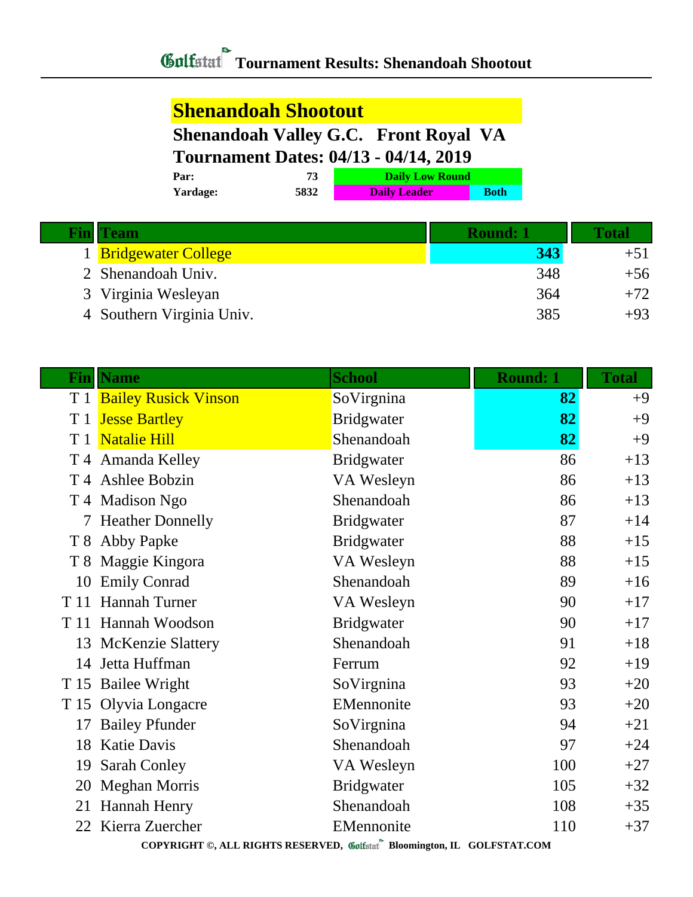# Tournament Results: Shenandoah Shootout

## Shenandoah Shootout

**Shenandoah Valley G.C.   Front Royal  VA**

**Tournament Dates: 04/13 - 04/14, 2019**

| | | | |
|---|---|---|---|
| **Par:** | **73** | **Daily Low Round** | |
| **Yardage:** | **5832** | **Daily Leader** | **Both** |

| Fin | Team | Round: 1 | Total |
|---|---|---|---|
| 1 | Bridgewater College | **343** | +51 |
| 2 | Shenandoah Univ. | 348 | +56 |
| 3 | Virginia Wesleyan | 364 | +72 |
| 4 | Southern Virginia Univ. | 385 | +93 |

| Fin | Name | School | Round: 1 | Total |
|---|---|---|---|---|
| T 1 | Bailey Rusick Vinson | SoVirgnina | **82** | +9 |
| T 1 | Jesse Bartley | Bridgwater | **82** | +9 |
| T 1 | Natalie Hill | Shenandoah | **82** | +9 |
| T 4 | Amanda Kelley | Bridgwater | 86 | +13 |
| T 4 | Ashlee Bobzin | VA Wesleyn | 86 | +13 |
| T 4 | Madison Ngo | Shenandoah | 86 | +13 |
| 7 | Heather Donnelly | Bridgwater | 87 | +14 |
| T 8 | Abby Papke | Bridgwater | 88 | +15 |
| T 8 | Maggie Kingora | VA Wesleyn | 88 | +15 |
| 10 | Emily Conrad | Shenandoah | 89 | +16 |
| T 11 | Hannah Turner | VA Wesleyn | 90 | +17 |
| T 11 | Hannah Woodson | Bridgwater | 90 | +17 |
| 13 | McKenzie Slattery | Shenandoah | 91 | +18 |
| 14 | Jetta Huffman | Ferrum | 92 | +19 |
| T 15 | Bailee Wright | SoVirgnina | 93 | +20 |
| T 15 | Olyvia Longacre | EMennonite | 93 | +20 |
| 17 | Bailey Pfunder | SoVirgnina | 94 | +21 |
| 18 | Katie Davis | Shenandoah | 97 | +24 |
| 19 | Sarah Conley | VA Wesleyn | 100 | +27 |
| 20 | Meghan Morris | Bridgwater | 105 | +32 |
| 21 | Hannah Henry | Shenandoah | 108 | +35 |
| 22 | Kierra Zuercher | EMennonite | 110 | +37 |

COPYRIGHT ©, ALL RIGHTS RESERVED, Golfstat Bloomington, IL GOLFSTAT.COM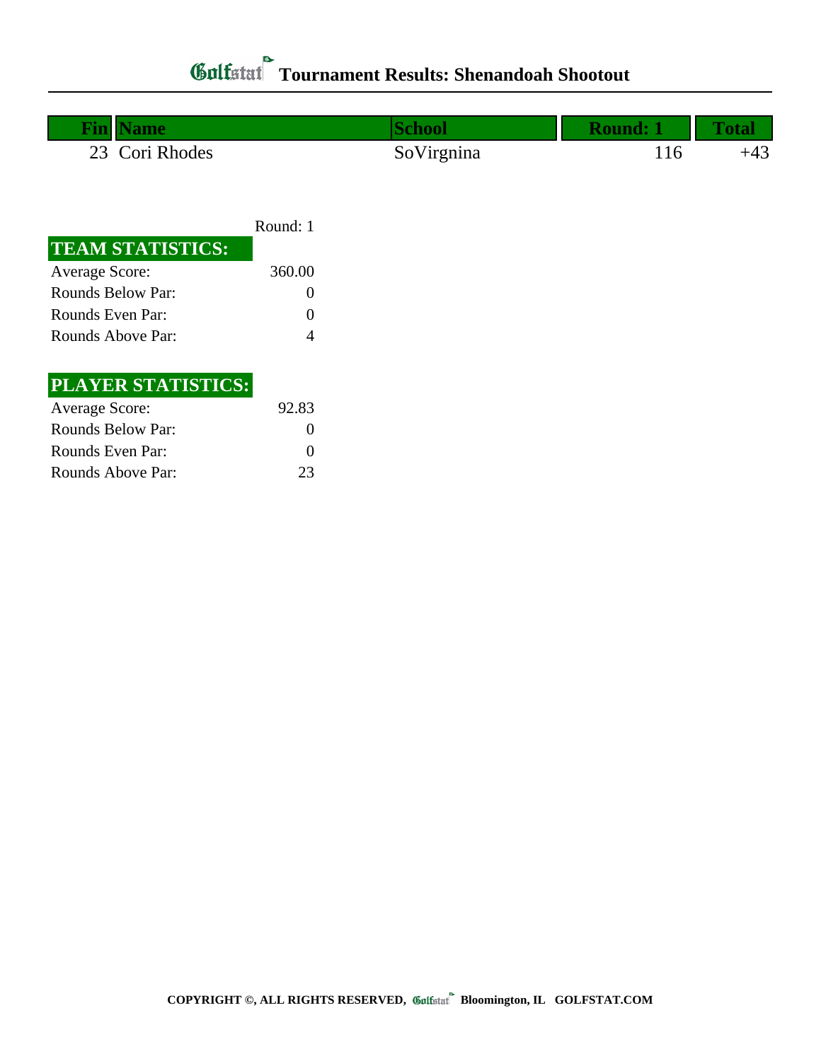# Tournament Results: Shenandoah Shootout

| Fin | Name | School | Round: 1 | Total |
|---|---|---|---|---|
| 23 | Cori Rhodes | SoVirgnina | 116 | +43 |

| TEAM STATISTICS: | Round: 1 |
|---|---|
| Average Score: | 360.00 |
| Rounds Below Par: | 0 |
| Rounds Even Par: | 0 |
| Rounds Above Par: | 4 |

| PLAYER STATISTICS: | |
|---|---|
| Average Score: | 92.83 |
| Rounds Below Par: | 0 |
| Rounds Even Par: | 0 |
| Rounds Above Par: | 23 |

COPYRIGHT ©, ALL RIGHTS RESERVED, Golfstat Bloomington, IL GOLFSTAT.COM